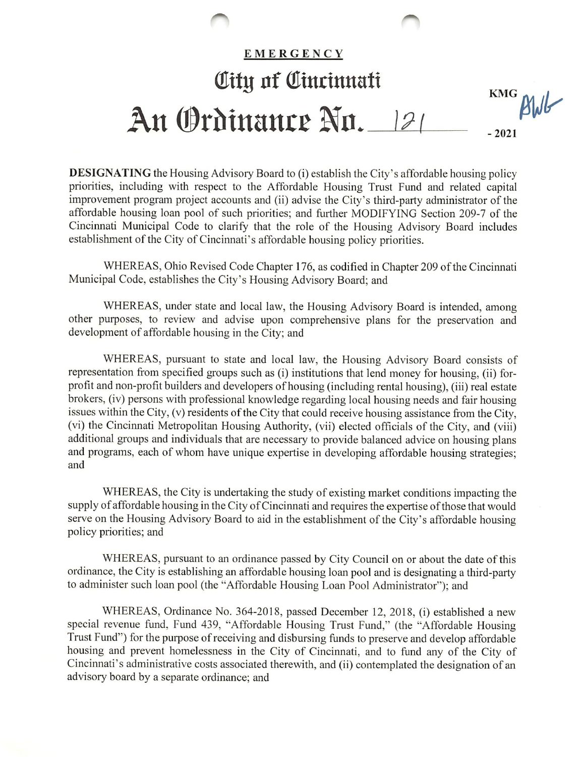**EMERGENCY**

# City of Cincinnati

# An Ordinance No. 121

KMG AWG

- 2021

**DESIGNATING** the Housing Advisory Board to (i) establish the City's affordable housing policy priorities, including with respect to the Affordable Housing Trust Fund and related capital improvement program project accounts and (ii) advise the City's third-party administrator of the affordable housing loan pool of such priorities; and further MODIFYING Section 209-7 of the Cincinnati Municipal Code to clarify that the role of the Housing Advisory Board includes establishment of the City of Cincinnati's affordable housing policy priorities.

WHEREAS, Ohio Revised Code Chapter 176, as codified in Chapter 209 of the Cincinnati Municipal Code, establishes the City's Housing Advisory Board; and

WHEREAS, under state and local law, the Housing Advisory Board is intended, among other purposes, to review and advise upon comprehensive plans for the preservation and development of affordable housing in the City; and

WHEREAS, pursuant to state and local law, the Housing Advisory Board consists of representation from specified groups such as (i) institutions that lend money for housing, (ii) for-profit and non-profit builders and developers of housing (including rental housing), (iii) real estate brokers, (iv) persons with professional knowledge regarding local housing needs and fair housing issues within the City, (v) residents of the City that could receive housing assistance from the City, (vi) the Cincinnati Metropolitan Housing Authority, (vii) elected officials of the City, and (viii) additional groups and individuals that are necessary to provide balanced advice on housing plans and programs, each of whom have unique expertise in developing affordable housing strategies; and

WHEREAS, the City is undertaking the study of existing market conditions impacting the supply of affordable housing in the City of Cincinnati and requires the expertise of those that would serve on the Housing Advisory Board to aid in the establishment of the City's affordable housing policy priorities; and

WHEREAS, pursuant to an ordinance passed by City Council on or about the date of this ordinance, the City is establishing an affordable housing loan pool and is designating a third-party to administer such loan pool (the "Affordable Housing Loan Pool Administrator"); and

WHEREAS, Ordinance No. 364-2018, passed December 12, 2018, (i) established a new special revenue fund, Fund 439, "Affordable Housing Trust Fund," (the "Affordable Housing Trust Fund") for the purpose of receiving and disbursing funds to preserve and develop affordable housing and prevent homelessness in the City of Cincinnati, and to fund any of the City of Cincinnati's administrative costs associated therewith, and (ii) contemplated the designation of an advisory board by a separate ordinance; and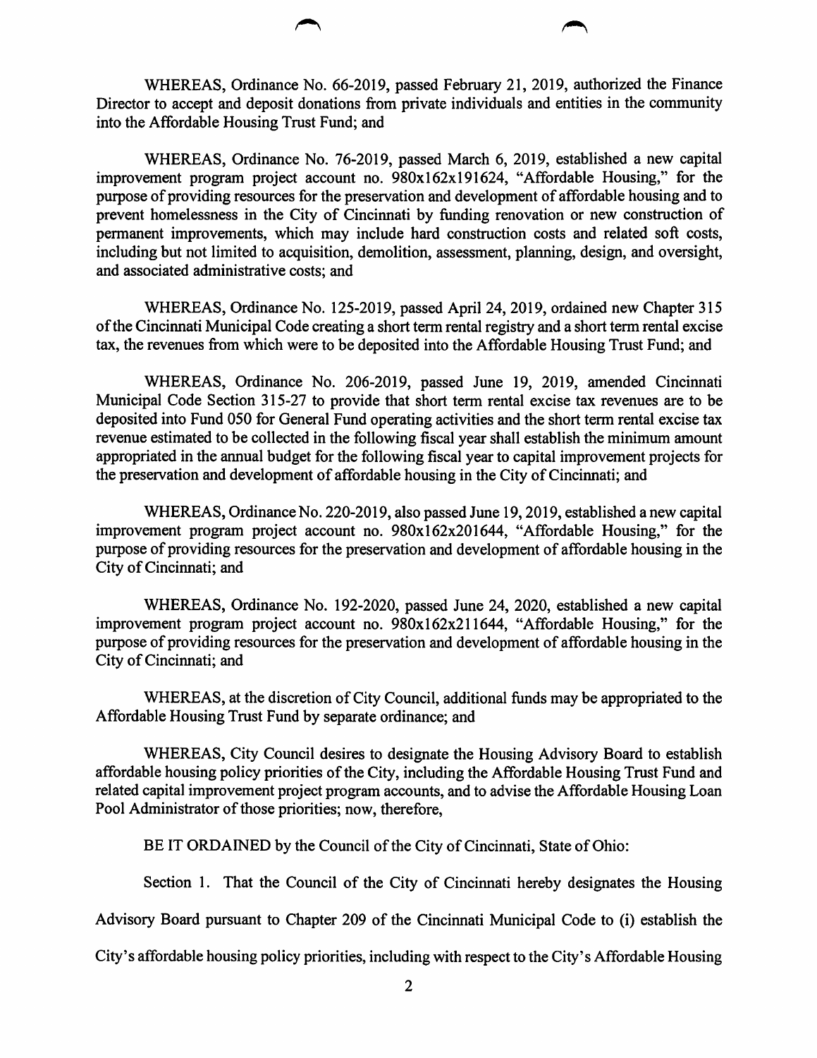WHEREAS, Ordinance No. 66-2019, passed February 21, 2019, authorized the Finance Director to accept and deposit donations from private individuals and entities in the community into the Affordable Housing Trust Fund; and

WHEREAS, Ordinance No. 76-2019, passed March 6, 2019, established a new capital improvement program project account no. 980x162x191624, "Affordable Housing," for the purpose of providing resources for the preservation and development of affordable housing and to prevent homelessness in the City of Cincinnati by funding renovation or new construction of permanent improvements, which may include hard construction costs and related soft costs, including but not limited to acquisition, demolition, assessment, planning, design, and oversight, and associated administrative costs; and

WHEREAS, Ordinance No. 125-2019, passed April 24, 2019, ordained new Chapter 315 of the Cincinnati Municipal Code creating a short term rental registry and a short term rental excise tax, the revenues from which were to be deposited into the Affordable Housing Trust Fund; and

WHEREAS, Ordinance No. 206-2019, passed June 19, 2019, amended Cincinnati Municipal Code Section 315-27 to provide that short term rental excise tax revenues are to be deposited into Fund 050 for General Fund operating activities and the short term rental excise tax revenue estimated to be collected in the following fiscal year shall establish the minimum amount appropriated in the annual budget for the following fiscal year to capital improvement projects for the preservation and development of affordable housing in the City of Cincinnati; and

WHEREAS, Ordinance No. 220-2019, also passed June 19, 2019, established a new capital improvement program project account no. 980x162x201644, "Affordable Housing," for the purpose of providing resources for the preservation and development of affordable housing in the City of Cincinnati; and

WHEREAS, Ordinance No. 192-2020, passed June 24, 2020, established a new capital improvement program project account no. 980x162x211644, "Affordable Housing," for the purpose of providing resources for the preservation and development of affordable housing in the City of Cincinnati; and

WHEREAS, at the discretion of City Council, additional funds may be appropriated to the Affordable Housing Trust Fund by separate ordinance; and

WHEREAS, City Council desires to designate the Housing Advisory Board to establish affordable housing policy priorities of the City, including the Affordable Housing Trust Fund and related capital improvement project program accounts, and to advise the Affordable Housing Loan Pool Administrator of those priorities; now, therefore,

BE IT ORDAINED by the Council of the City of Cincinnati, State of Ohio:

Section 1. That the Council of the City of Cincinnati hereby designates the Housing Advisory Board pursuant to Chapter 209 of the Cincinnati Municipal Code to (i) establish the City's affordable housing policy priorities, including with respect to the City's Affordable Housing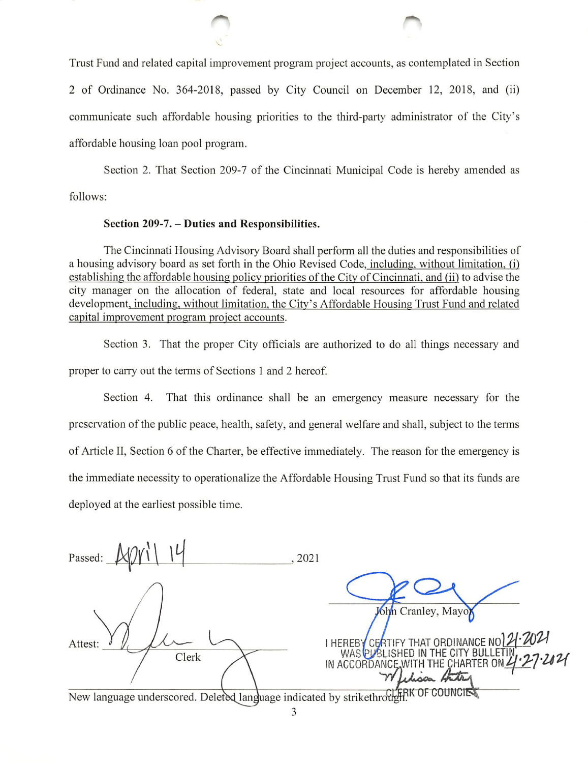Trust Fund and related capital improvement program project accounts, as contemplated in Section 2 of Ordinance No. 364-2018, passed by City Council on December 12, 2018, and (ii) communicate such affordable housing priorities to the third-party administrator of the City's affordable housing loan pool program.

Section 2. That Section 209-7 of the Cincinnati Municipal Code is hereby amended as follows:

**Section 209-7. – Duties and Responsibilities.**

The Cincinnati Housing Advisory Board shall perform all the duties and responsibilities of a housing advisory board as set forth in the Ohio Revised Code, <u>including, without limitation, (i) establishing the affordable housing policy priorities of the City of Cincinnati, and (ii)</u> to advise the city manager on the allocation of federal, state and local resources for affordable housing development<u>, including, without limitation, the City's Affordable Housing Trust Fund and related capital improvement program project accounts</u>.

Section 3. That the proper City officials are authorized to do all things necessary and proper to carry out the terms of Sections 1 and 2 hereof.

Section 4. That this ordinance shall be an emergency measure necessary for the preservation of the public peace, health, safety, and general welfare and shall, subject to the terms of Article II, Section 6 of the Charter, be effective immediately. The reason for the emergency is the immediate necessity to operationalize the Affordable Housing Trust Fund so that its funds are deployed at the earliest possible time.

Passed: April 14, 2021

John Cranley, Mayor

Attest: Clerk

I HEREBY CERTIFY THAT ORDINANCE NO 121-2021 WAS PUBLISHED IN THE CITY BULLETIN IN ACCORDANCE WITH THE CHARTER ON 4-27-2021

CLERK OF COUNCIL

New language underscored. Deleted language indicated by strikethrough.